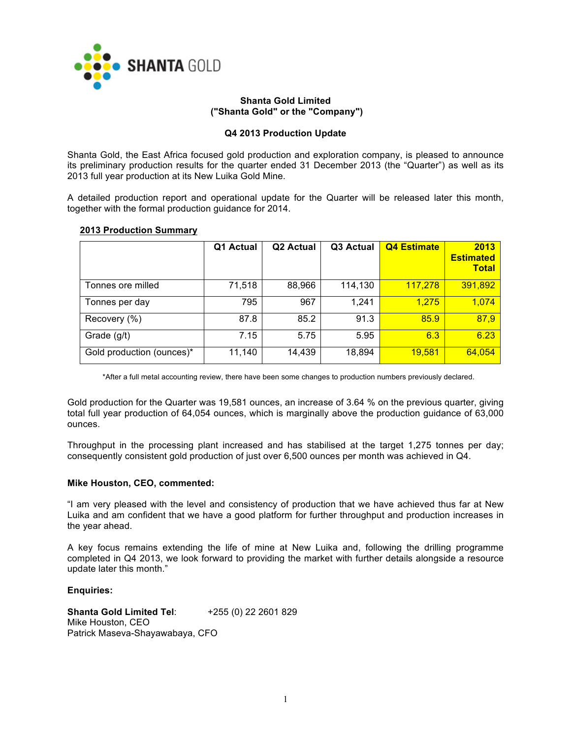**Shanta Gold Limited**
**("Shanta Gold" or the "Company")**

**Q4 2013 Production Update**

Shanta Gold, the East Africa focused gold production and exploration company, is pleased to announce its preliminary production results for the quarter ended 31 December 2013 (the "Quarter") as well as its 2013 full year production at its New Luika Gold Mine.

A detailed production report and operational update for the Quarter will be released later this month, together with the formal production guidance for 2014.

**2013 Production Summary**

| | Q1 Actual | Q2 Actual | Q3 Actual | Q4 Estimate | 2013 Estimated Total |
|---|---|---|---|---|---|
| Tonnes ore milled | 71,518 | 88,966 | 114,130 | 117,278 | 391,892 |
| Tonnes per day | 795 | 967 | 1,241 | 1,275 | 1,074 |
| Recovery (%) | 87.8 | 85.2 | 91.3 | 85.9 | 87,9 |
| Grade (g/t) | 7.15 | 5.75 | 5.95 | 6.3 | 6.23 |
| Gold production (ounces)* | 11,140 | 14,439 | 18,894 | 19,581 | 64,054 |

*After a full metal accounting review, there have been some changes to production numbers previously declared.

Gold production for the Quarter was 19,581 ounces, an increase of 3.64 % on the previous quarter, giving total full year production of 64,054 ounces, which is marginally above the production guidance of 63,000 ounces.

Throughput in the processing plant increased and has stabilised at the target 1,275 tonnes per day; consequently consistent gold production of just over 6,500 ounces per month was achieved in Q4.

**Mike Houston, CEO, commented:**

"I am very pleased with the level and consistency of production that we have achieved thus far at New Luika and am confident that we have a good platform for further throughput and production increases in the year ahead.

A key focus remains extending the life of mine at New Luika and, following the drilling programme completed in Q4 2013, we look forward to providing the market with further details alongside a resource update later this month."

**Enquiries:**

**Shanta Gold Limited Tel**: +255 (0) 22 2601 829
Mike Houston, CEO
Patrick Maseva-Shayawabaya, CFO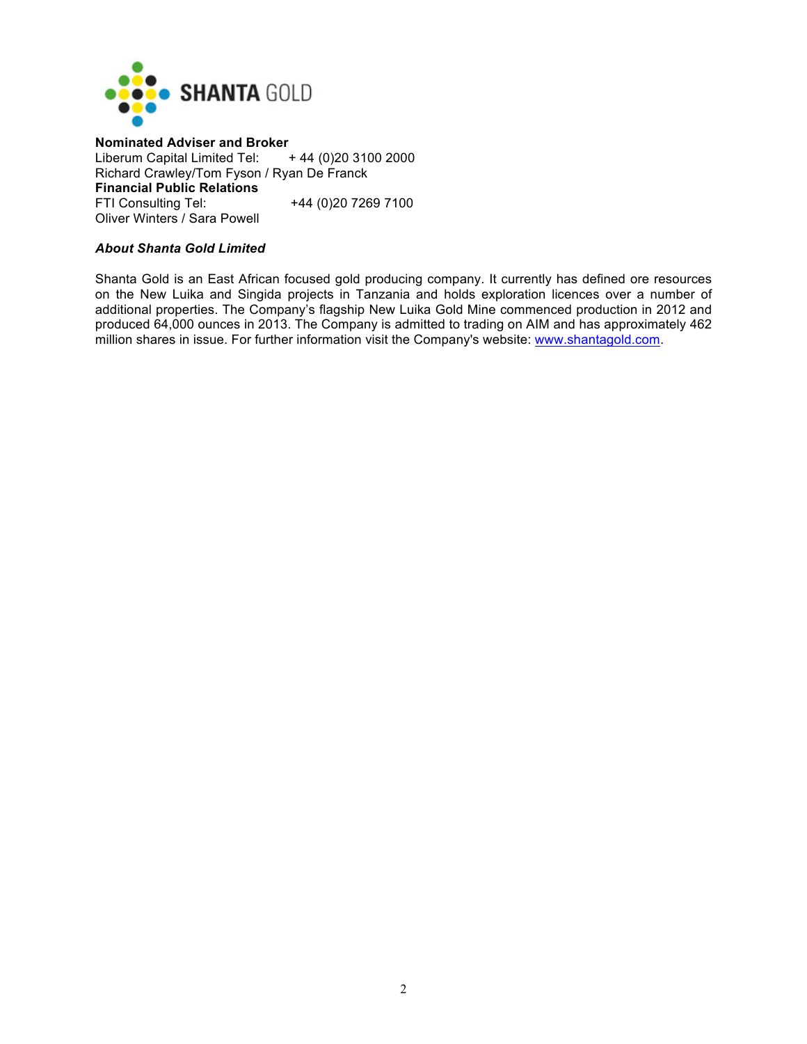SHANTA GOLD

**Nominated Adviser and Broker**
Liberum Capital Limited Tel: + 44 (0)20 3100 2000
Richard Crawley/Tom Fyson / Ryan De Franck
**Financial Public Relations**
FTI Consulting Tel: +44 (0)20 7269 7100
Oliver Winters / Sara Powell

***About Shanta Gold Limited***

Shanta Gold is an East African focused gold producing company. It currently has defined ore resources on the New Luika and Singida projects in Tanzania and holds exploration licences over a number of additional properties. The Company's flagship New Luika Gold Mine commenced production in 2012 and produced 64,000 ounces in 2013. The Company is admitted to trading on AIM and has approximately 462 million shares in issue. For further information visit the Company's website: www.shantagold.com.